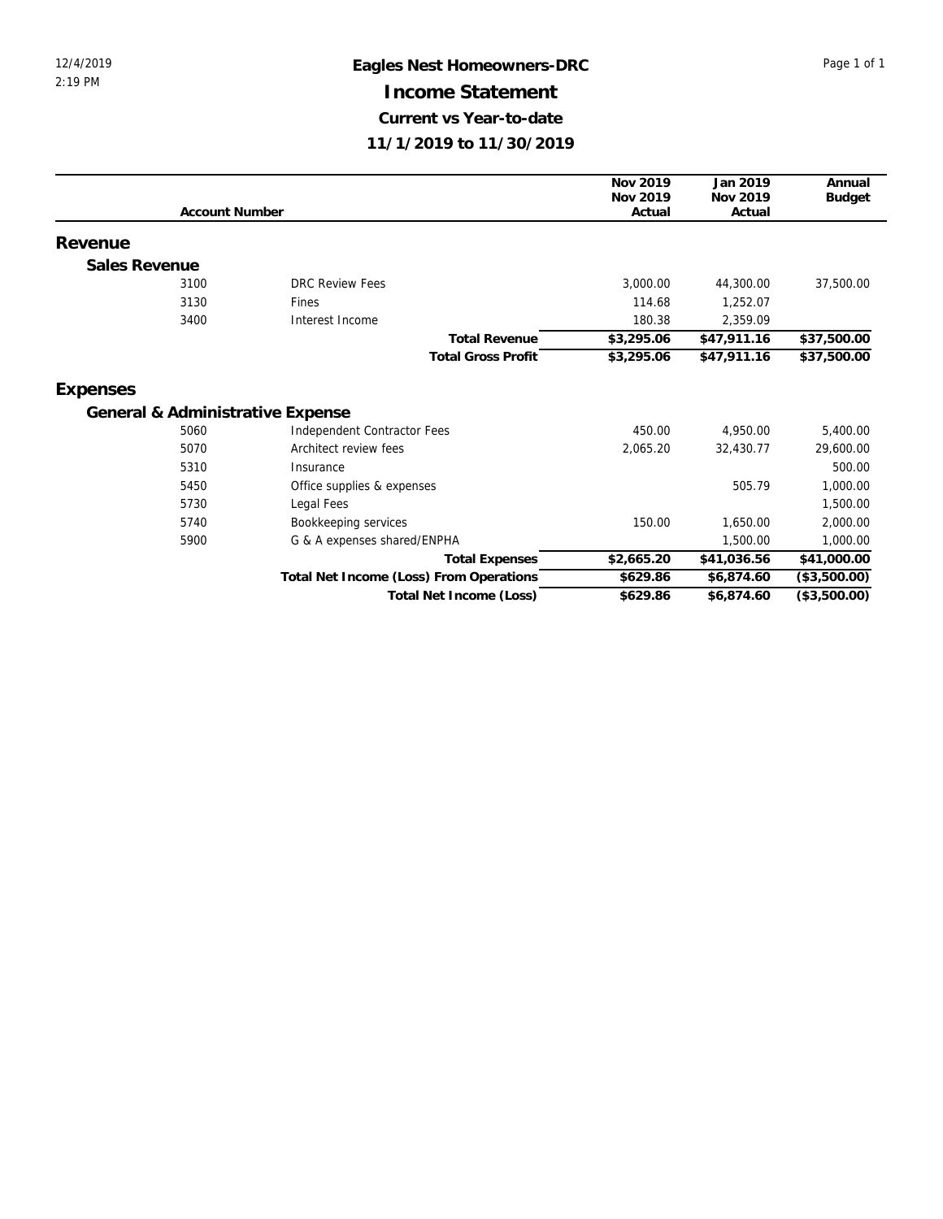12/4/2019
2:19 PM

# Eagles Nest Homeowners-DRC

## Income Statement

### Current vs Year-to-date

### 11/1/2019 to 11/30/2019

| Account Number | | Nov 2019 Nov 2019 Actual | Jan 2019 Nov 2019 Actual | Annual Budget |
|---|---|---|---|---|
| **Revenue** | | | | |
| **Sales Revenue** | | | | |
| 3100 | DRC Review Fees | 3,000.00 | 44,300.00 | 37,500.00 |
| 3130 | Fines | 114.68 | 1,252.07 | |
| 3400 | Interest Income | 180.38 | 2,359.09 | |
| | **Total Revenue** | **$3,295.06** | **$47,911.16** | **$37,500.00** |
| | **Total Gross Profit** | **$3,295.06** | **$47,911.16** | **$37,500.00** |
| **Expenses** | | | | |
| **General & Administrative Expense** | | | | |
| 5060 | Independent Contractor Fees | 450.00 | 4,950.00 | 5,400.00 |
| 5070 | Architect review fees | 2,065.20 | 32,430.77 | 29,600.00 |
| 5310 | Insurance | | | 500.00 |
| 5450 | Office supplies & expenses | | 505.79 | 1,000.00 |
| 5730 | Legal Fees | | | 1,500.00 |
| 5740 | Bookkeeping services | 150.00 | 1,650.00 | 2,000.00 |
| 5900 | G & A expenses shared/ENPHA | | 1,500.00 | 1,000.00 |
| | **Total Expenses** | **$2,665.20** | **$41,036.56** | **$41,000.00** |
| | **Total Net Income (Loss) From Operations** | **$629.86** | **$6,874.60** | **($3,500.00)** |
| | **Total Net Income (Loss)** | **$629.86** | **$6,874.60** | **($3,500.00)** |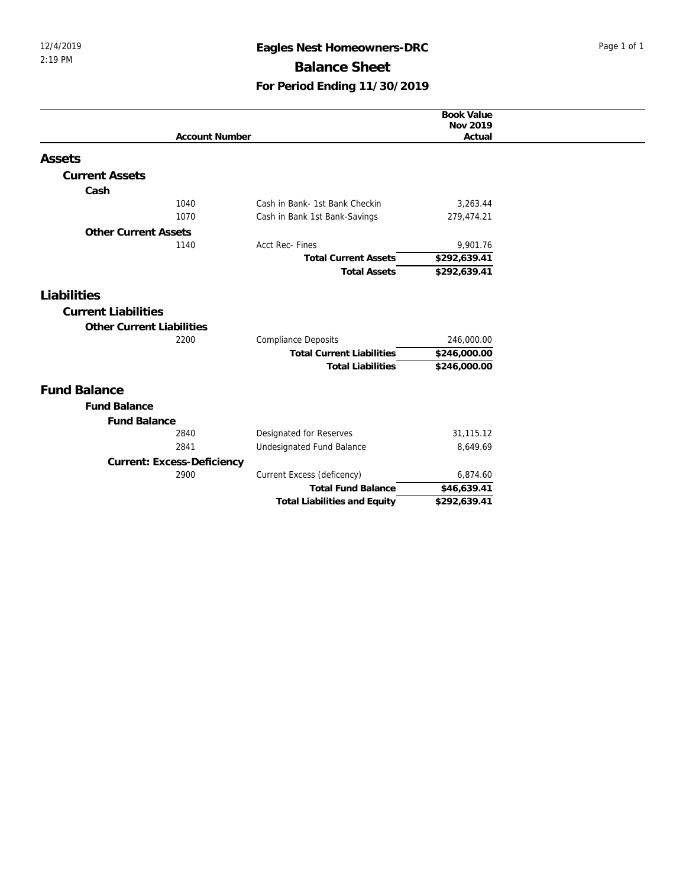# Eagles Nest Homeowners-DRC

## Balance Sheet

### For Period Ending 11/30/2019

12/4/2019
2:19 PM

| Account Number | | Book Value Nov 2019 Actual |
|---|---|---|
| **Assets** | | |
| **Current Assets** | | |
| **Cash** | | |
| 1040 | Cash in Bank- 1st Bank Checkin | 3,263.44 |
| 1070 | Cash in Bank 1st Bank-Savings | 279,474.21 |
| **Other Current Assets** | | |
| 1140 | Acct Rec- Fines | 9,901.76 |
| | **Total Current Assets** | **$292,639.41** |
| | **Total Assets** | **$292,639.41** |
| **Liabilities** | | |
| **Current Liabilities** | | |
| **Other Current Liabilities** | | |
| 2200 | Compliance Deposits | 246,000.00 |
| | **Total Current Liabilities** | **$246,000.00** |
| | **Total Liabilities** | **$246,000.00** |
| **Fund Balance** | | |
| **Fund Balance** | | |
| **Fund Balance** | | |
| 2840 | Designated for Reserves | 31,115.12 |
| 2841 | Undesignated Fund Balance | 8,649.69 |
| **Current: Excess-Deficiency** | | |
| 2900 | Current Excess (deficency) | 6,874.60 |
| | **Total Fund Balance** | **$46,639.41** |
| | **Total Liabilities and Equity** | **$292,639.41** |